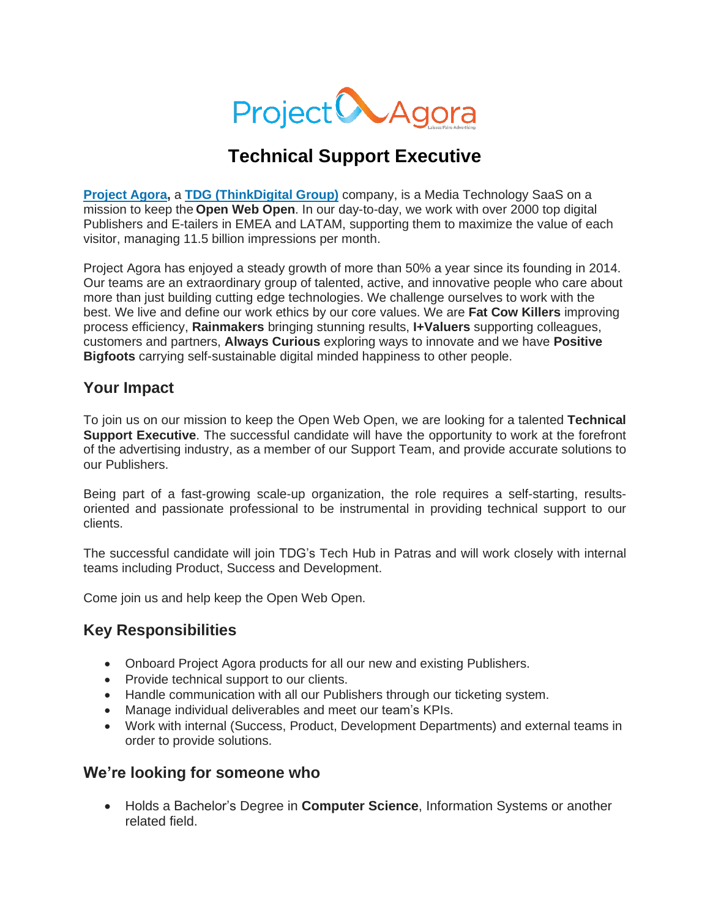# Technical Support Executive

**Project Agora**, a **TDG (ThinkDigital Group)** company, is a Media Technology SaaS on a mission to keep the **Open Web Open**. In our day-to-day, we work with over 2000 top digital Publishers and E-tailers in EMEA and LATAM, supporting them to maximize the value of each visitor, managing 11.5 billion impressions per month.

Project Agora has enjoyed a steady growth of more than 50% a year since its founding in 2014. Our teams are an extraordinary group of talented, active, and innovative people who care about more than just building cutting edge technologies. We challenge ourselves to work with the best. We live and define our work ethics by our core values. We are **Fat Cow Killers** improving process efficiency, **Rainmakers** bringing stunning results, **I+Valuers** supporting colleagues, customers and partners, **Always Curious** exploring ways to innovate and we have **Positive Bigfoots** carrying self-sustainable digital minded happiness to other people.

## Your Impact

To join us on our mission to keep the Open Web Open, we are looking for a talented **Technical Support Executive**. The successful candidate will have the opportunity to work at the forefront of the advertising industry, as a member of our Support Team, and provide accurate solutions to our Publishers.

Being part of a fast-growing scale-up organization, the role requires a self-starting, results-oriented and passionate professional to be instrumental in providing technical support to our clients.

The successful candidate will join TDG's Tech Hub in Patras and will work closely with internal teams including Product, Success and Development.

Come join us and help keep the Open Web Open.

## Key Responsibilities

- Onboard Project Agora products for all our new and existing Publishers.
- Provide technical support to our clients.
- Handle communication with all our Publishers through our ticketing system.
- Manage individual deliverables and meet our team's KPIs.
- Work with internal (Success, Product, Development Departments) and external teams in order to provide solutions.

## We're looking for someone who

- Holds a Bachelor's Degree in **Computer Science**, Information Systems or another related field.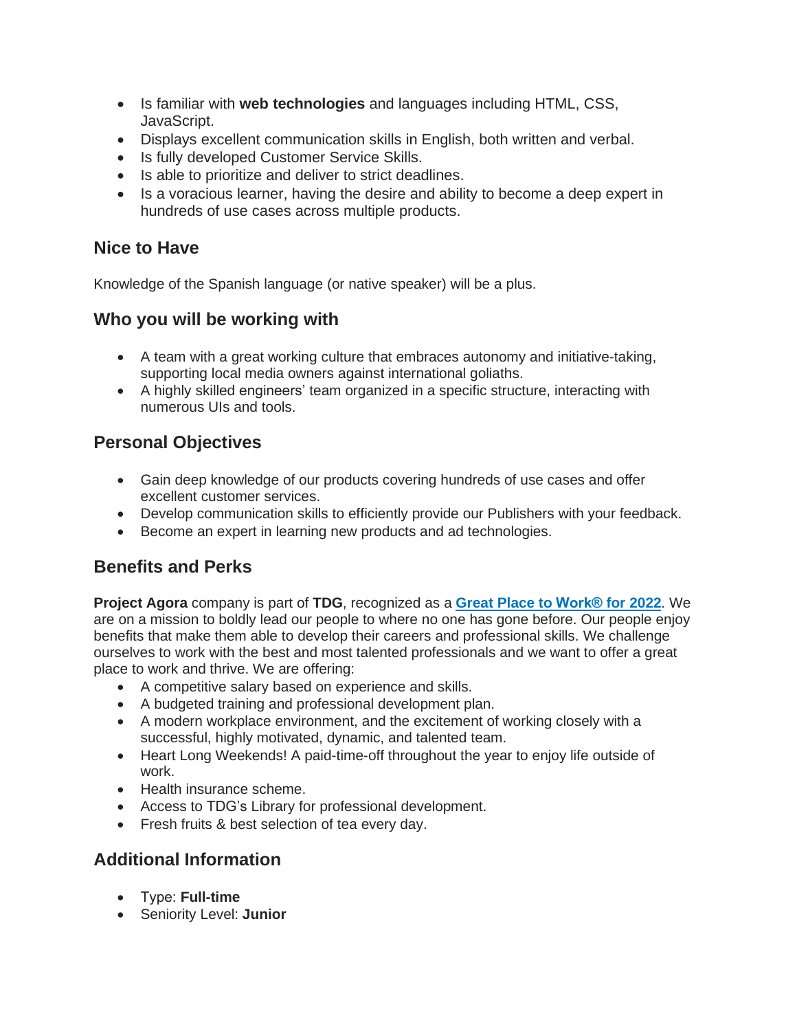- Is familiar with **web technologies** and languages including HTML, CSS, JavaScript.
- Displays excellent communication skills in English, both written and verbal.
- Is fully developed Customer Service Skills.
- Is able to prioritize and deliver to strict deadlines.
- Is a voracious learner, having the desire and ability to become a deep expert in hundreds of use cases across multiple products.

## Nice to Have

Knowledge of the Spanish language (or native speaker) will be a plus.

## Who you will be working with

- A team with a great working culture that embraces autonomy and initiative-taking, supporting local media owners against international goliaths.
- A highly skilled engineers' team organized in a specific structure, interacting with numerous UIs and tools.

## Personal Objectives

- Gain deep knowledge of our products covering hundreds of use cases and offer excellent customer services.
- Develop communication skills to efficiently provide our Publishers with your feedback.
- Become an expert in learning new products and ad technologies.

## Benefits and Perks

**Project Agora** company is part of **TDG**, recognized as a **Great Place to Work® for 2022**. We are on a mission to boldly lead our people to where no one has gone before. Our people enjoy benefits that make them able to develop their careers and professional skills. We challenge ourselves to work with the best and most talented professionals and we want to offer a great place to work and thrive. We are offering:

- A competitive salary based on experience and skills.
- A budgeted training and professional development plan.
- A modern workplace environment, and the excitement of working closely with a successful, highly motivated, dynamic, and talented team.
- Heart Long Weekends! A paid-time-off throughout the year to enjoy life outside of work.
- Health insurance scheme.
- Access to TDG's Library for professional development.
- Fresh fruits & best selection of tea every day.

## Additional Information

- Type: **Full-time**
- Seniority Level: **Junior**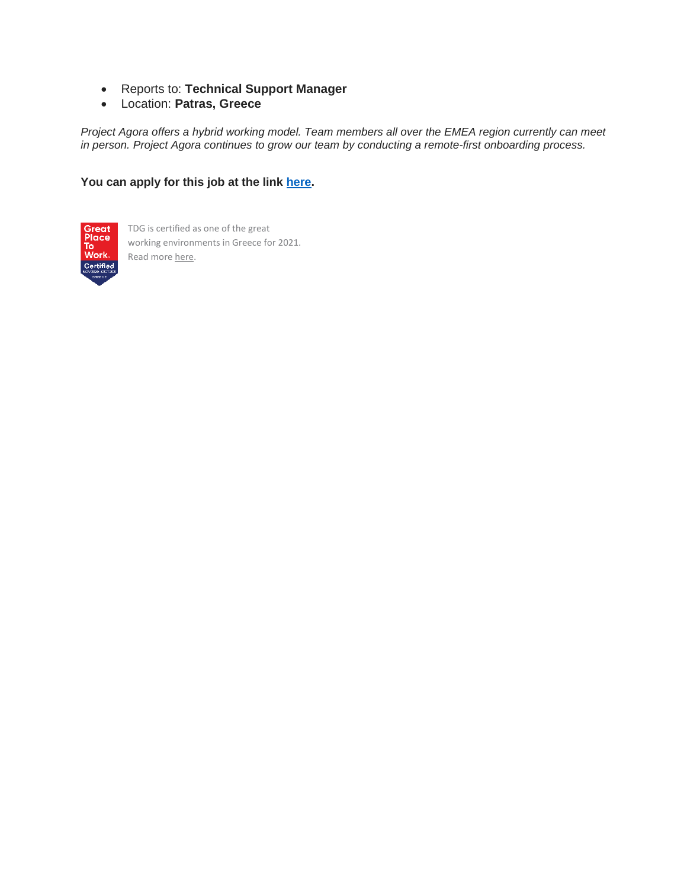- Reports to: **Technical Support Manager**
- Location: **Patras, Greece**

*Project Agora offers a hybrid working model. Team members all over the EMEA region currently can meet in person. Project Agora continues to grow our team by conducting a remote-first onboarding process.*

**You can apply for this job at the link [here](#).**

TDG is certified as one of the great working environments in Greece for 2021. Read more [here](#).